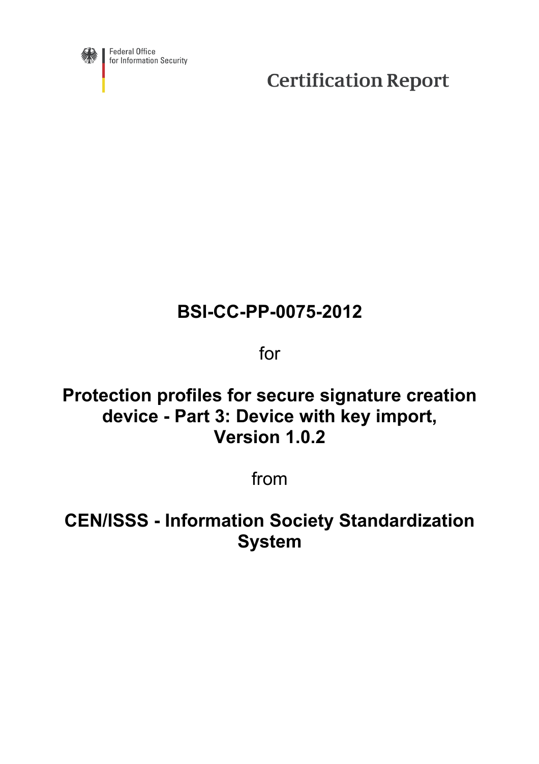Federal Office
for Information Security

# Certification Report

## BSI-CC-PP-0075-2012

for

## Protection profiles for secure signature creation device - Part 3: Device with key import, Version 1.0.2

from

## CEN/ISSS - Information Society Standardization System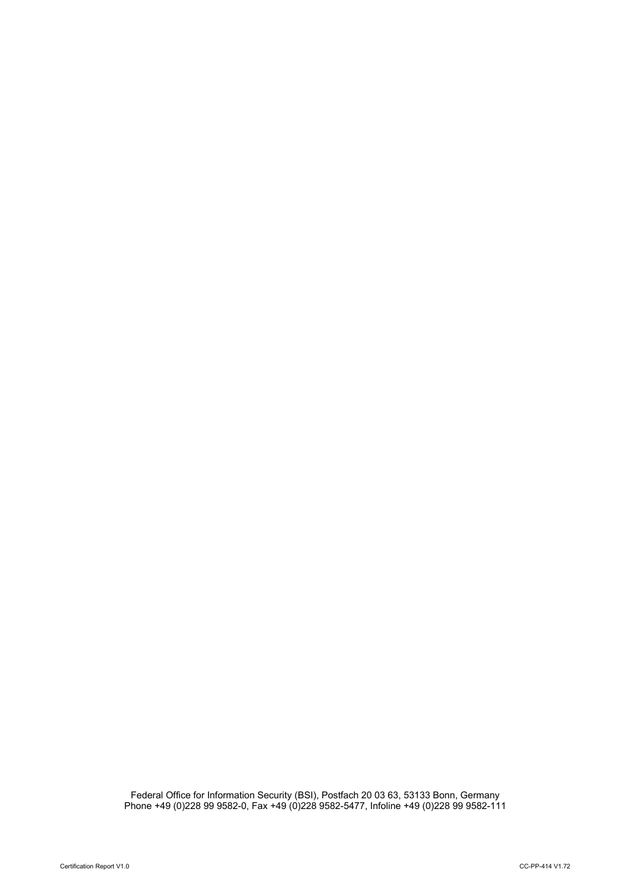Federal Office for Information Security (BSI), Postfach 20 03 63, 53133 Bonn, Germany
Phone +49 (0)228 99 9582-0, Fax +49 (0)228 9582-5477, Infoline +49 (0)228 99 9582-111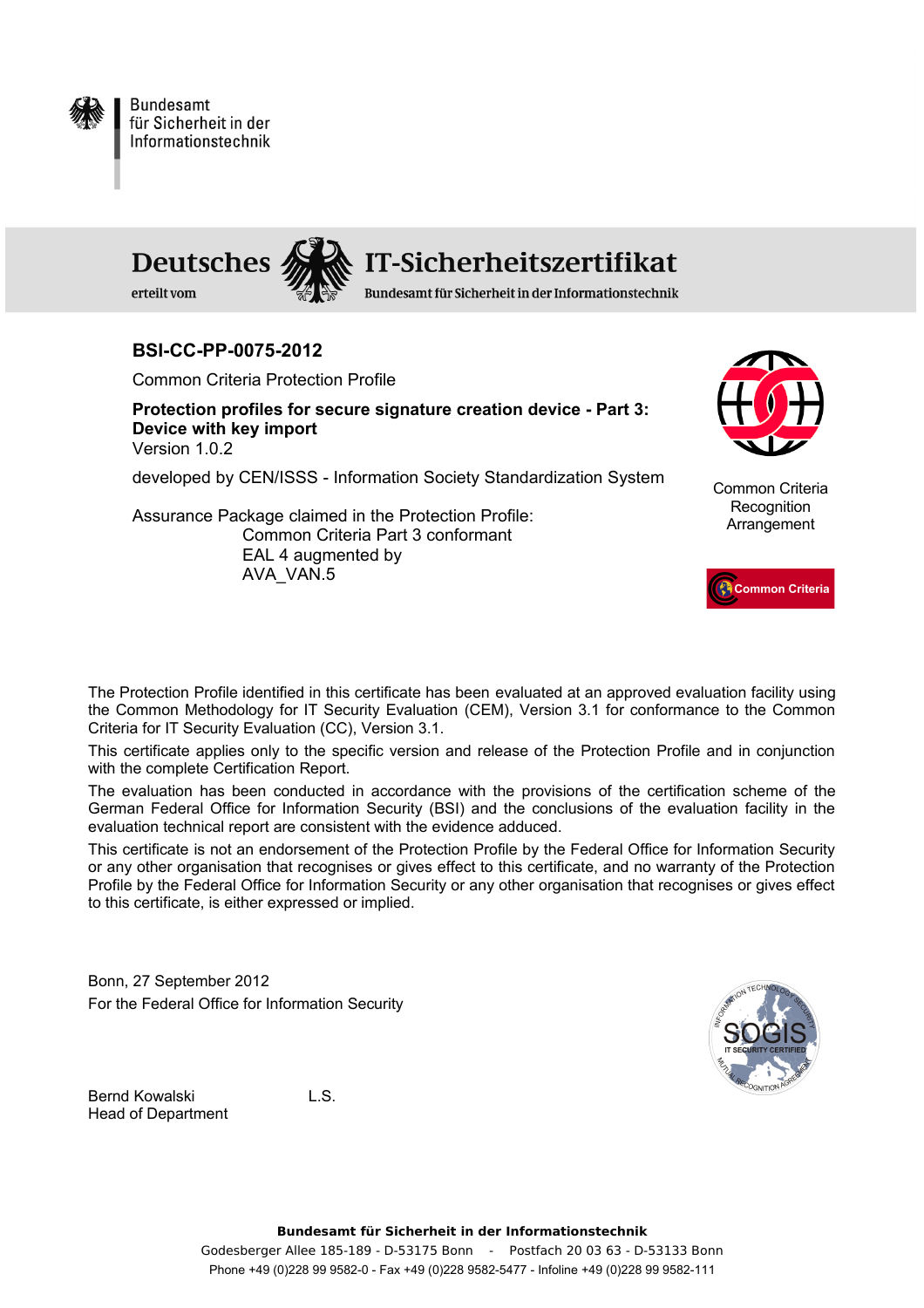Bundesamt für Sicherheit in der Informationstechnik

# Deutsches IT-Sicherheitszertifikat

erteilt vom Bundesamt für Sicherheit in der Informationstechnik

**BSI-CC-PP-0075-2012**

Common Criteria Protection Profile

**Protection profiles for secure signature creation device - Part 3: Device with key import**

Version 1.0.2

developed by CEN/ISSS - Information Society Standardization System

Assurance Package claimed in the Protection Profile:

Common Criteria Part 3 conformant
EAL 4 augmented by
AVA_VAN.5

Common Criteria Recognition Arrangement

Common Criteria

The Protection Profile identified in this certificate has been evaluated at an approved evaluation facility using the Common Methodology for IT Security Evaluation (CEM), Version 3.1 for conformance to the Common Criteria for IT Security Evaluation (CC), Version 3.1.

This certificate applies only to the specific version and release of the Protection Profile and in conjunction with the complete Certification Report.

The evaluation has been conducted in accordance with the provisions of the certification scheme of the German Federal Office for Information Security (BSI) and the conclusions of the evaluation facility in the evaluation technical report are consistent with the evidence adduced.

This certificate is not an endorsement of the Protection Profile by the Federal Office for Information Security or any other organisation that recognises or gives effect to this certificate, and no warranty of the Protection Profile by the Federal Office for Information Security or any other organisation that recognises or gives effect to this certificate, is either expressed or implied.

Bonn, 27 September 2012
For the Federal Office for Information Security

Bernd Kowalski          L.S.
Head of Department

SOGIS IT SECURITY CERTIFIED

**Bundesamt für Sicherheit in der Informationstechnik**
Godesberger Allee 185-189 - D-53175 Bonn - Postfach 20 03 63 - D-53133 Bonn
Phone +49 (0)228 99 9582-0 - Fax +49 (0)228 9582-5477 - Infoline +49 (0)228 99 9582-111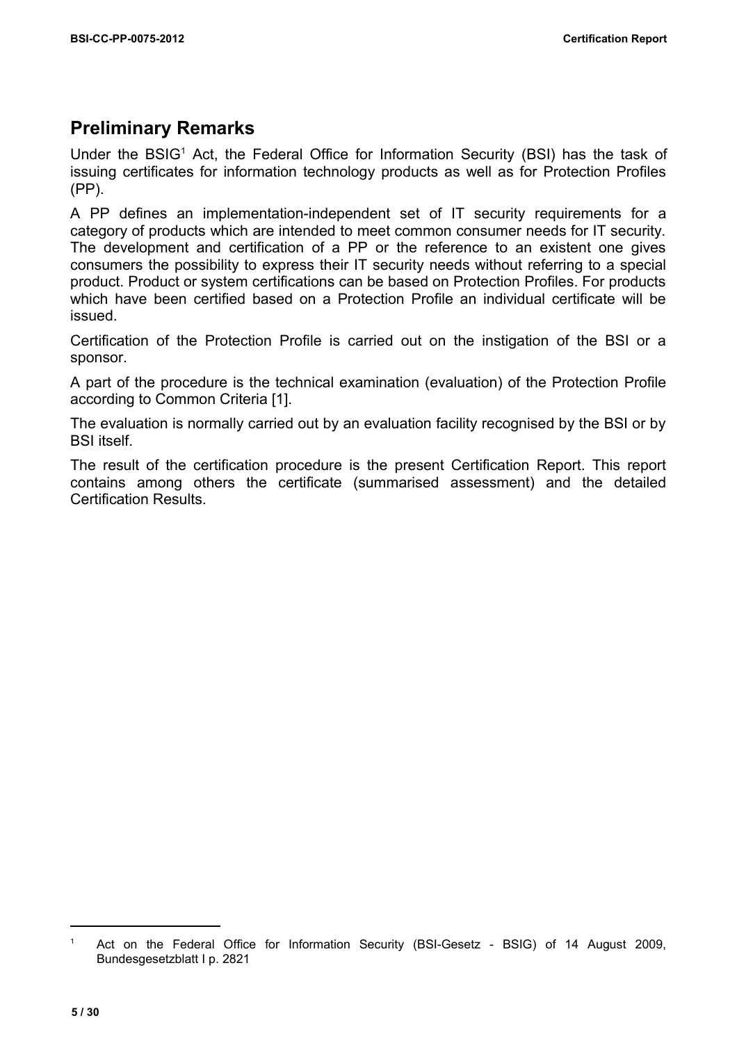## Preliminary Remarks

Under the BSIG[1] Act, the Federal Office for Information Security (BSI) has the task of issuing certificates for information technology products as well as for Protection Profiles (PP).

A PP defines an implementation-independent set of IT security requirements for a category of products which are intended to meet common consumer needs for IT security. The development and certification of a PP or the reference to an existent one gives consumers the possibility to express their IT security needs without referring to a special product. Product or system certifications can be based on Protection Profiles. For products which have been certified based on a Protection Profile an individual certificate will be issued.

Certification of the Protection Profile is carried out on the instigation of the BSI or a sponsor.

A part of the procedure is the technical examination (evaluation) of the Protection Profile according to Common Criteria [1].

The evaluation is normally carried out by an evaluation facility recognised by the BSI or by BSI itself.

The result of the certification procedure is the present Certification Report. This report contains among others the certificate (summarised assessment) and the detailed Certification Results.

---

[1] Act on the Federal Office for Information Security (BSI-Gesetz - BSIG) of 14 August 2009, Bundesgesetzblatt I p. 2821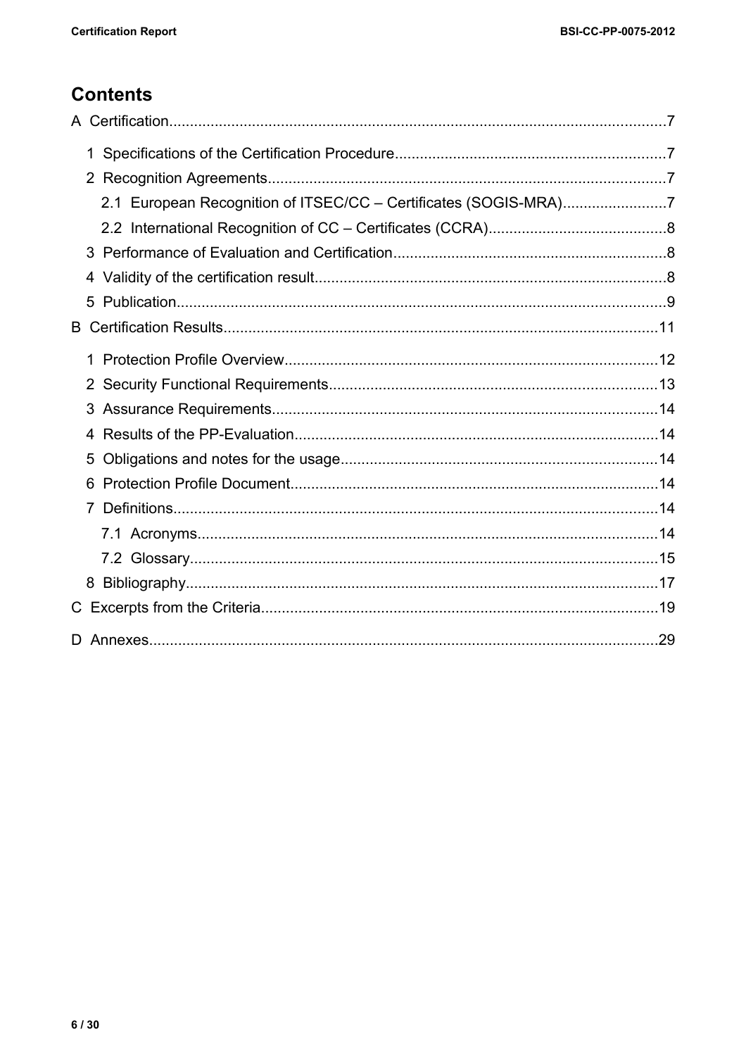# Contents

A Certification...........................................................................................................7

1 Specifications of the Certification Procedure.................................................................7

2 Recognition Agreements...............................................................................................7

2.1 European Recognition of ITSEC/CC – Certificates (SOGIS-MRA).........................7

2.2 International Recognition of CC – Certificates (CCRA)...........................................8

3 Performance of Evaluation and Certification.................................................................8

4 Validity of the certification result....................................................................................8

5 Publication.....................................................................................................................9

B Certification Results........................................................................................................11

1 Protection Profile Overview..........................................................................................12

2 Security Functional Requirements..............................................................................13

3 Assurance Requirements............................................................................................14

4 Results of the PP-Evaluation.......................................................................................14

5 Obligations and notes for the usage............................................................................14

6 Protection Profile Document........................................................................................14

7 Definitions....................................................................................................................14

7.1 Acronyms..............................................................................................................14

7.2 Glossary................................................................................................................15

8 Bibliography.................................................................................................................17

C Excerpts from the Criteria...............................................................................................19

D Annexes..........................................................................................................................29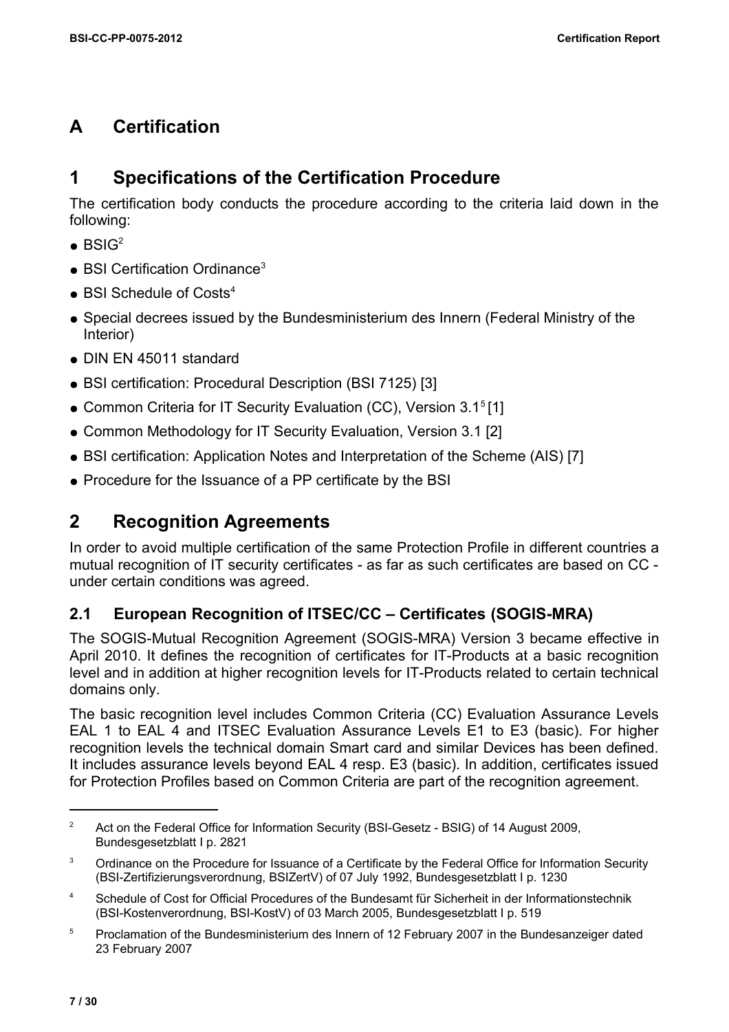# A Certification

## 1 Specifications of the Certification Procedure

The certification body conducts the procedure according to the criteria laid down in the following:

- BSIG[2]
- BSI Certification Ordinance[3]
- BSI Schedule of Costs[4]
- Special decrees issued by the Bundesministerium des Innern (Federal Ministry of the Interior)
- DIN EN 45011 standard
- BSI certification: Procedural Description (BSI 7125) [3]
- Common Criteria for IT Security Evaluation (CC), Version 3.1[5] [1]
- Common Methodology for IT Security Evaluation, Version 3.1 [2]
- BSI certification: Application Notes and Interpretation of the Scheme (AIS) [7]
- Procedure for the Issuance of a PP certificate by the BSI

## 2 Recognition Agreements

In order to avoid multiple certification of the same Protection Profile in different countries a mutual recognition of IT security certificates - as far as such certificates are based on CC - under certain conditions was agreed.

### 2.1 European Recognition of ITSEC/CC – Certificates (SOGIS-MRA)

The SOGIS-Mutual Recognition Agreement (SOGIS-MRA) Version 3 became effective in April 2010. It defines the recognition of certificates for IT-Products at a basic recognition level and in addition at higher recognition levels for IT-Products related to certain technical domains only.

The basic recognition level includes Common Criteria (CC) Evaluation Assurance Levels EAL 1 to EAL 4 and ITSEC Evaluation Assurance Levels E1 to E3 (basic). For higher recognition levels the technical domain Smart card and similar Devices has been defined. It includes assurance levels beyond EAL 4 resp. E3 (basic). In addition, certificates issued for Protection Profiles based on Common Criteria are part of the recognition agreement.

---

[2] Act on the Federal Office for Information Security (BSI-Gesetz - BSIG) of 14 August 2009, Bundesgesetzblatt I p. 2821

[3] Ordinance on the Procedure for Issuance of a Certificate by the Federal Office for Information Security (BSI-Zertifizierungsverordnung, BSIZertV) of 07 July 1992, Bundesgesetzblatt I p. 1230

[4] Schedule of Cost for Official Procedures of the Bundesamt für Sicherheit in der Informationstechnik (BSI-Kostenverordnung, BSI-KostV) of 03 March 2005, Bundesgesetzblatt I p. 519

[5] Proclamation of the Bundesministerium des Innern of 12 February 2007 in the Bundesanzeiger dated 23 February 2007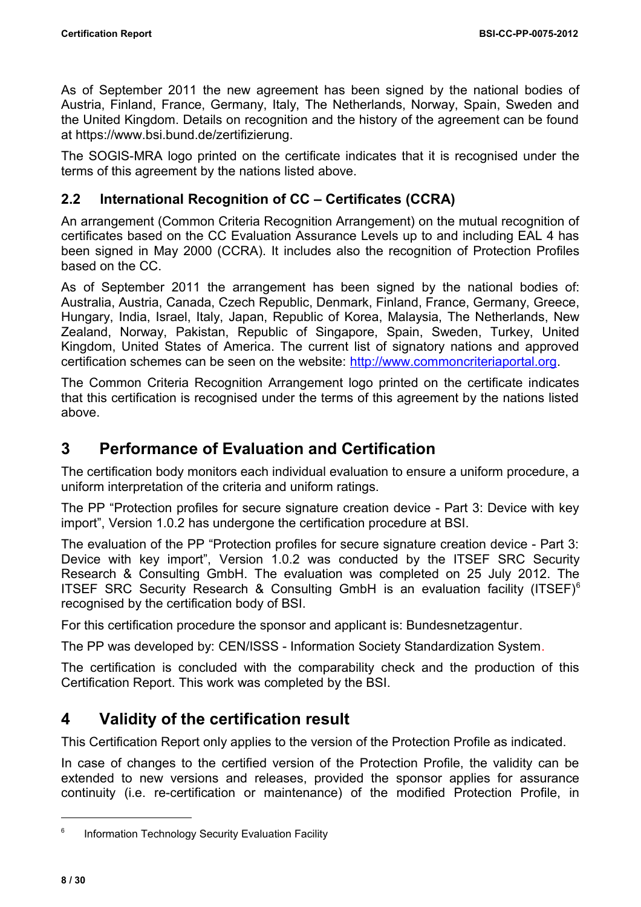As of September 2011 the new agreement has been signed by the national bodies of Austria, Finland, France, Germany, Italy, The Netherlands, Norway, Spain, Sweden and the United Kingdom. Details on recognition and the history of the agreement can be found at https://www.bsi.bund.de/zertifizierung.

The SOGIS-MRA logo printed on the certificate indicates that it is recognised under the terms of this agreement by the nations listed above.

## 2.2 International Recognition of CC – Certificates (CCRA)

An arrangement (Common Criteria Recognition Arrangement) on the mutual recognition of certificates based on the CC Evaluation Assurance Levels up to and including EAL 4 has been signed in May 2000 (CCRA). It includes also the recognition of Protection Profiles based on the CC.

As of September 2011 the arrangement has been signed by the national bodies of: Australia, Austria, Canada, Czech Republic, Denmark, Finland, France, Germany, Greece, Hungary, India, Israel, Italy, Japan, Republic of Korea, Malaysia, The Netherlands, New Zealand, Norway, Pakistan, Republic of Singapore, Spain, Sweden, Turkey, United Kingdom, United States of America. The current list of signatory nations and approved certification schemes can be seen on the website: http://www.commoncriteriaportal.org.

The Common Criteria Recognition Arrangement logo printed on the certificate indicates that this certification is recognised under the terms of this agreement by the nations listed above.

# 3 Performance of Evaluation and Certification

The certification body monitors each individual evaluation to ensure a uniform procedure, a uniform interpretation of the criteria and uniform ratings.

The PP “Protection profiles for secure signature creation device - Part 3: Device with key import”, Version 1.0.2 has undergone the certification procedure at BSI.

The evaluation of the PP “Protection profiles for secure signature creation device - Part 3: Device with key import”, Version 1.0.2 was conducted by the ITSEF SRC Security Research & Consulting GmbH. The evaluation was completed on 25 July 2012. The ITSEF SRC Security Research & Consulting GmbH is an evaluation facility (ITSEF)[6] recognised by the certification body of BSI.

For this certification procedure the sponsor and applicant is: Bundesnetzagentur.

The PP was developed by: CEN/ISSS - Information Society Standardization System.

The certification is concluded with the comparability check and the production of this Certification Report. This work was completed by the BSI.

# 4 Validity of the certification result

This Certification Report only applies to the version of the Protection Profile as indicated.

In case of changes to the certified version of the Protection Profile, the validity can be extended to new versions and releases, provided the sponsor applies for assurance continuity (i.e. re-certification or maintenance) of the modified Protection Profile, in

[6] Information Technology Security Evaluation Facility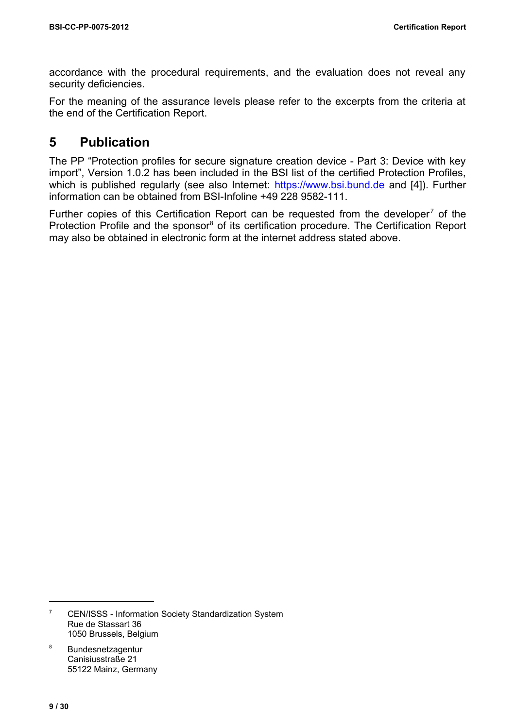accordance with the procedural requirements, and the evaluation does not reveal any security deficiencies.

For the meaning of the assurance levels please refer to the excerpts from the criteria at the end of the Certification Report.

## 5 Publication

The PP "Protection profiles for secure signature creation device - Part 3: Device with key import", Version 1.0.2 has been included in the BSI list of the certified Protection Profiles, which is published regularly (see also Internet: https://www.bsi.bund.de and [4]). Further information can be obtained from BSI-Infoline +49 228 9582-111.

Further copies of this Certification Report can be requested from the developer[7] of the Protection Profile and the sponsor[8] of its certification procedure. The Certification Report may also be obtained in electronic form at the internet address stated above.

---

[7] CEN/ISSS - Information Society Standardization System
Rue de Stassart 36
1050 Brussels, Belgium

[8] Bundesnetzagentur
Canisiusstraße 21
55122 Mainz, Germany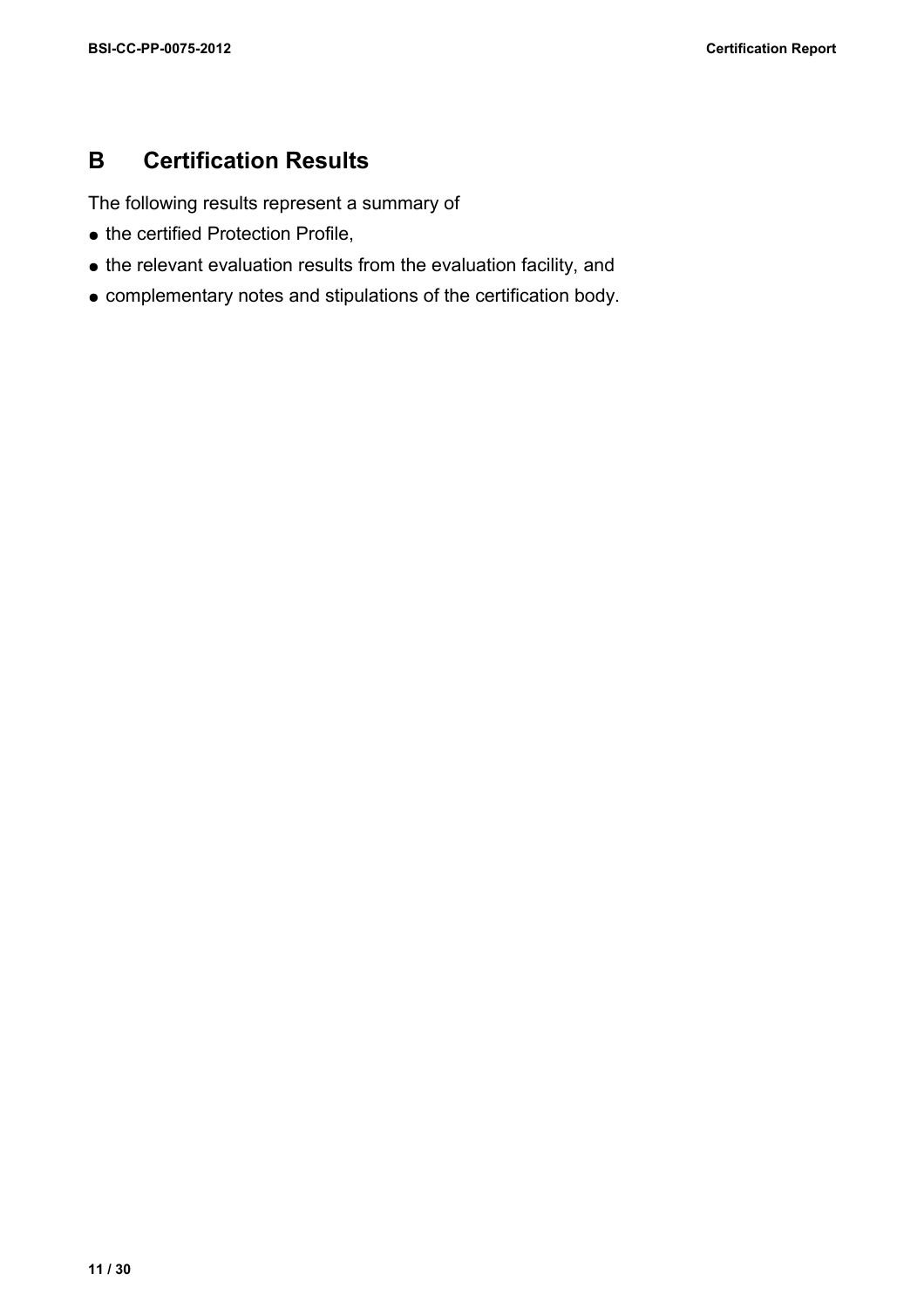# B Certification Results

The following results represent a summary of

- the certified Protection Profile,
- the relevant evaluation results from the evaluation facility, and
- complementary notes and stipulations of the certification body.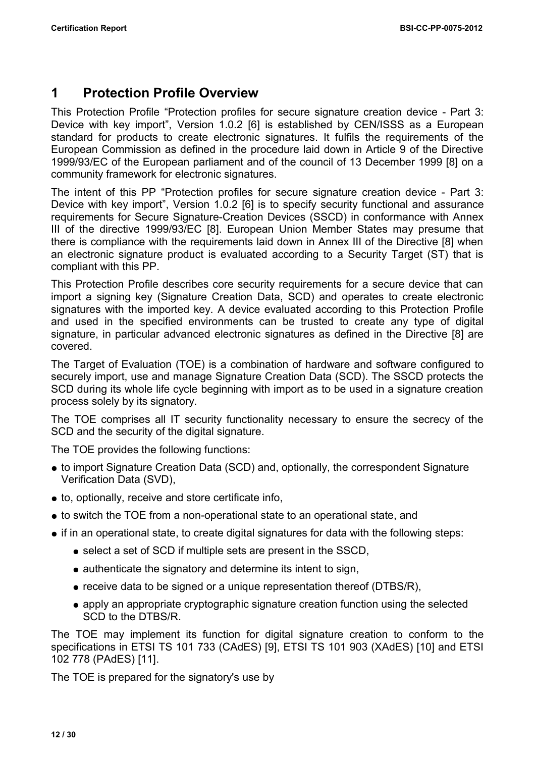# 1 Protection Profile Overview

This Protection Profile “Protection profiles for secure signature creation device - Part 3: Device with key import”, Version 1.0.2 [6] is established by CEN/ISSS as a European standard for products to create electronic signatures. It fulfils the requirements of the European Commission as defined in the procedure laid down in Article 9 of the Directive 1999/93/EC of the European parliament and of the council of 13 December 1999 [8] on a community framework for electronic signatures.

The intent of this PP “Protection profiles for secure signature creation device - Part 3: Device with key import”, Version 1.0.2 [6] is to specify security functional and assurance requirements for Secure Signature-Creation Devices (SSCD) in conformance with Annex III of the directive 1999/93/EC [8]. European Union Member States may presume that there is compliance with the requirements laid down in Annex III of the Directive [8] when an electronic signature product is evaluated according to a Security Target (ST) that is compliant with this PP.

This Protection Profile describes core security requirements for a secure device that can import a signing key (Signature Creation Data, SCD) and operates to create electronic signatures with the imported key. A device evaluated according to this Protection Profile and used in the specified environments can be trusted to create any type of digital signature, in particular advanced electronic signatures as defined in the Directive [8] are covered.

The Target of Evaluation (TOE) is a combination of hardware and software configured to securely import, use and manage Signature Creation Data (SCD). The SSCD protects the SCD during its whole life cycle beginning with import as to be used in a signature creation process solely by its signatory.

The TOE comprises all IT security functionality necessary to ensure the secrecy of the SCD and the security of the digital signature.

The TOE provides the following functions:

- to import Signature Creation Data (SCD) and, optionally, the correspondent Signature Verification Data (SVD),
- to, optionally, receive and store certificate info,
- to switch the TOE from a non-operational state to an operational state, and
- if in an operational state, to create digital signatures for data with the following steps:
  - select a set of SCD if multiple sets are present in the SSCD,
  - authenticate the signatory and determine its intent to sign,
  - receive data to be signed or a unique representation thereof (DTBS/R),
  - apply an appropriate cryptographic signature creation function using the selected SCD to the DTBS/R.

The TOE may implement its function for digital signature creation to conform to the specifications in ETSI TS 101 733 (CAdES) [9], ETSI TS 101 903 (XAdES) [10] and ETSI 102 778 (PAdES) [11].

The TOE is prepared for the signatory's use by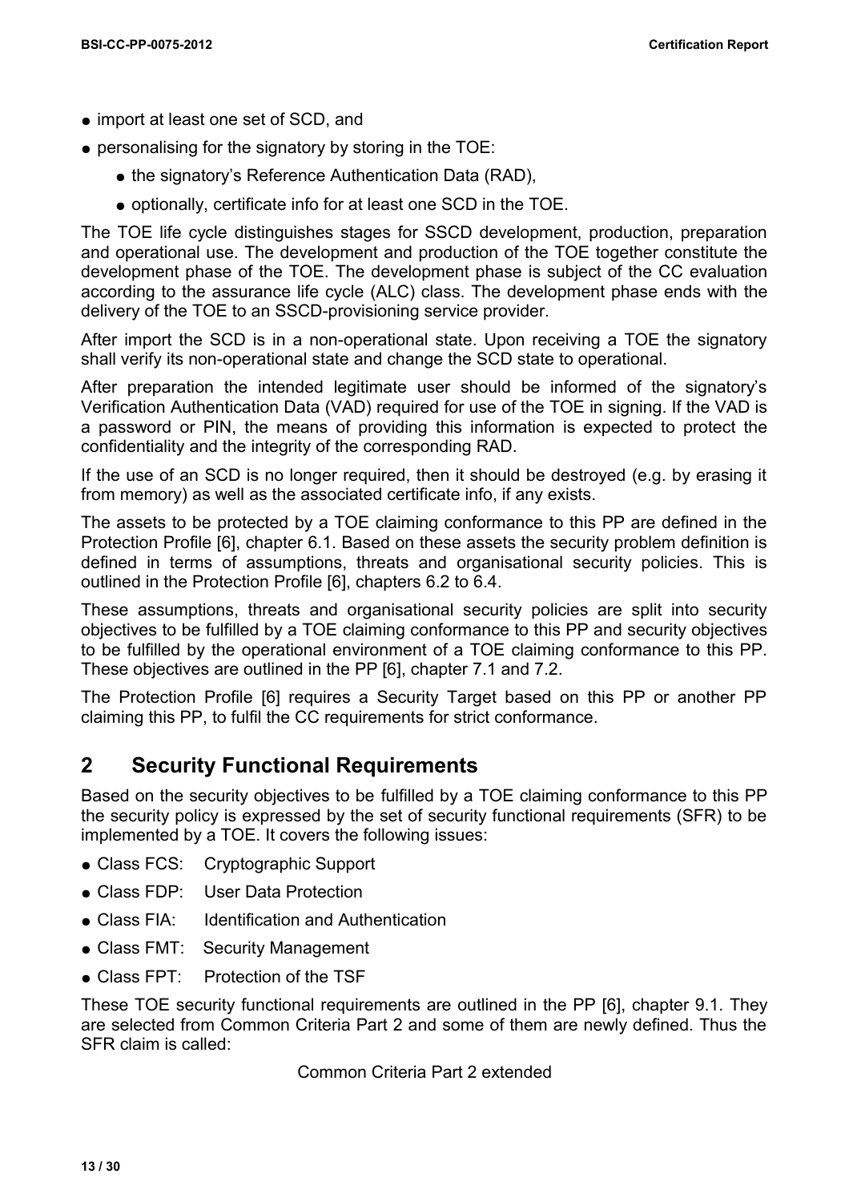- import at least one set of SCD, and
- personalising for the signatory by storing in the TOE:
  - the signatory's Reference Authentication Data (RAD),
  - optionally, certificate info for at least one SCD in the TOE.

The TOE life cycle distinguishes stages for SSCD development, production, preparation and operational use. The development and production of the TOE together constitute the development phase of the TOE. The development phase is subject of the CC evaluation according to the assurance life cycle (ALC) class. The development phase ends with the delivery of the TOE to an SSCD-provisioning service provider.

After import the SCD is in a non-operational state. Upon receiving a TOE the signatory shall verify its non-operational state and change the SCD state to operational.

After preparation the intended legitimate user should be informed of the signatory's Verification Authentication Data (VAD) required for use of the TOE in signing. If the VAD is a password or PIN, the means of providing this information is expected to protect the confidentiality and the integrity of the corresponding RAD.

If the use of an SCD is no longer required, then it should be destroyed (e.g. by erasing it from memory) as well as the associated certificate info, if any exists.

The assets to be protected by a TOE claiming conformance to this PP are defined in the Protection Profile [6], chapter 6.1. Based on these assets the security problem definition is defined in terms of assumptions, threats and organisational security policies. This is outlined in the Protection Profile [6], chapters 6.2 to 6.4.

These assumptions, threats and organisational security policies are split into security objectives to be fulfilled by a TOE claiming conformance to this PP and security objectives to be fulfilled by the operational environment of a TOE claiming conformance to this PP. These objectives are outlined in the PP [6], chapter 7.1 and 7.2.

The Protection Profile [6] requires a Security Target based on this PP or another PP claiming this PP, to fulfil the CC requirements for strict conformance.

# 2 Security Functional Requirements

Based on the security objectives to be fulfilled by a TOE claiming conformance to this PP the security policy is expressed by the set of security functional requirements (SFR) to be implemented by a TOE. It covers the following issues:

- Class FCS: Cryptographic Support
- Class FDP: User Data Protection
- Class FIA: Identification and Authentication
- Class FMT: Security Management
- Class FPT: Protection of the TSF

These TOE security functional requirements are outlined in the PP [6], chapter 9.1. They are selected from Common Criteria Part 2 and some of them are newly defined. Thus the SFR claim is called:

Common Criteria Part 2 extended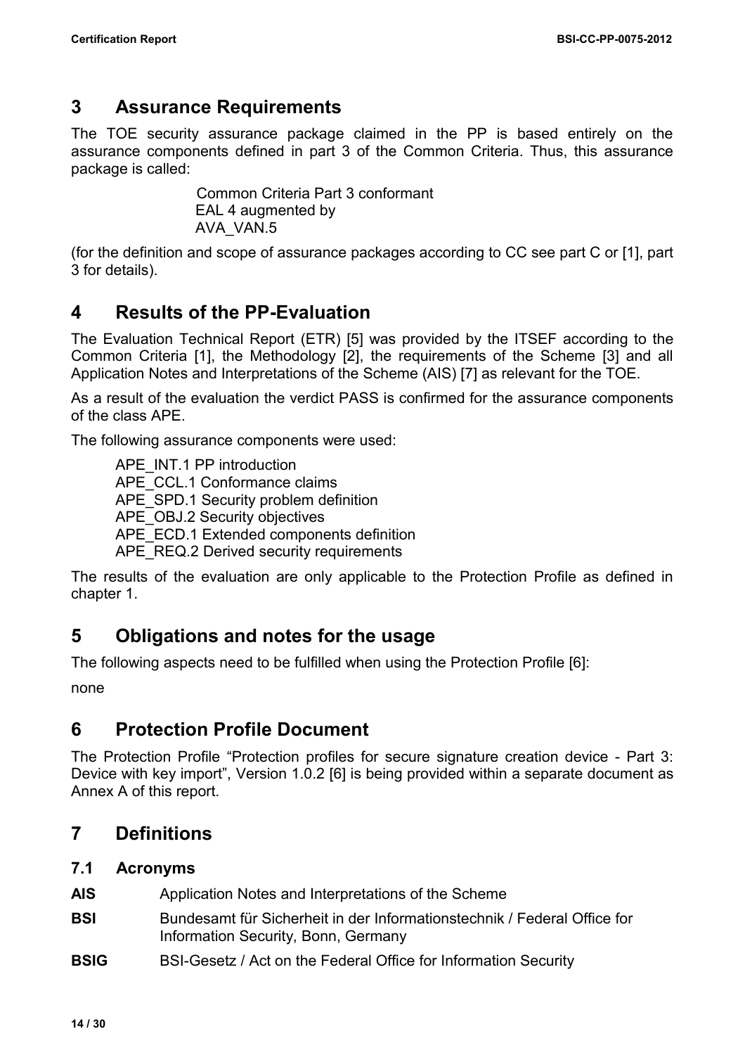# 3 Assurance Requirements

The TOE security assurance package claimed in the PP is based entirely on the assurance components defined in part 3 of the Common Criteria. Thus, this assurance package is called:

Common Criteria Part 3 conformant
EAL 4 augmented by
AVA_VAN.5

(for the definition and scope of assurance packages according to CC see part C or [1], part 3 for details).

# 4 Results of the PP-Evaluation

The Evaluation Technical Report (ETR) [5] was provided by the ITSEF according to the Common Criteria [1], the Methodology [2], the requirements of the Scheme [3] and all Application Notes and Interpretations of the Scheme (AIS) [7] as relevant for the TOE.

As a result of the evaluation the verdict PASS is confirmed for the assurance components of the class APE.

The following assurance components were used:

APE_INT.1 PP introduction
APE_CCL.1 Conformance claims
APE_SPD.1 Security problem definition
APE_OBJ.2 Security objectives
APE_ECD.1 Extended components definition
APE_REQ.2 Derived security requirements

The results of the evaluation are only applicable to the Protection Profile as defined in chapter 1.

# 5 Obligations and notes for the usage

The following aspects need to be fulfilled when using the Protection Profile [6]:

none

# 6 Protection Profile Document

The Protection Profile "Protection profiles for secure signature creation device - Part 3: Device with key import", Version 1.0.2 [6] is being provided within a separate document as Annex A of this report.

# 7 Definitions

## 7.1 Acronyms

**AIS** Application Notes and Interpretations of the Scheme

**BSI** Bundesamt für Sicherheit in der Informationstechnik / Federal Office for Information Security, Bonn, Germany

**BSIG** BSI-Gesetz / Act on the Federal Office for Information Security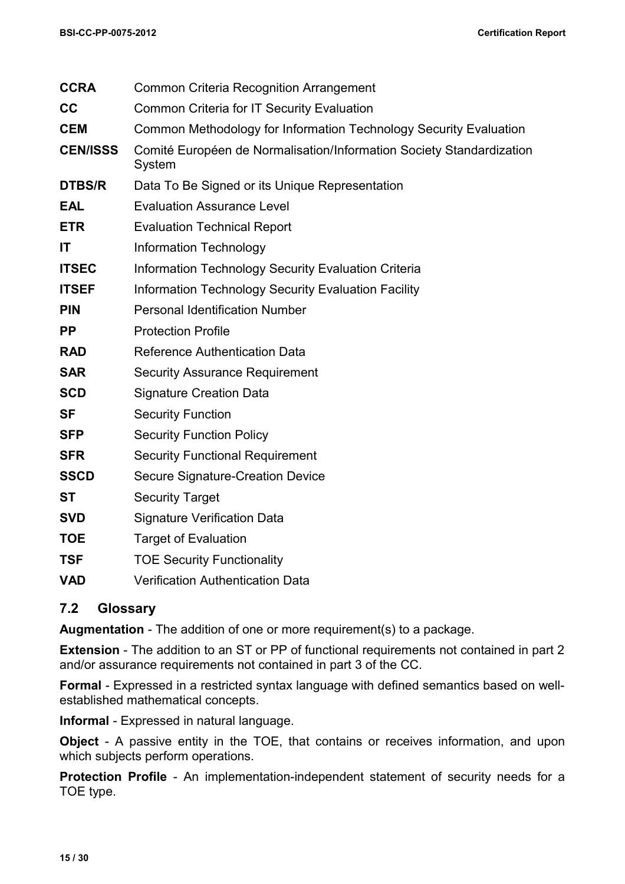| | |
|---|---|
| **CCRA** | Common Criteria Recognition Arrangement |
| **CC** | Common Criteria for IT Security Evaluation |
| **CEM** | Common Methodology for Information Technology Security Evaluation |
| **CEN/ISSS** | Comité Européen de Normalisation/Information Society Standardization System |
| **DTBS/R** | Data To Be Signed or its Unique Representation |
| **EAL** | Evaluation Assurance Level |
| **ETR** | Evaluation Technical Report |
| **IT** | Information Technology |
| **ITSEC** | Information Technology Security Evaluation Criteria |
| **ITSEF** | Information Technology Security Evaluation Facility |
| **PIN** | Personal Identification Number |
| **PP** | Protection Profile |
| **RAD** | Reference Authentication Data |
| **SAR** | Security Assurance Requirement |
| **SCD** | Signature Creation Data |
| **SF** | Security Function |
| **SFP** | Security Function Policy |
| **SFR** | Security Functional Requirement |
| **SSCD** | Secure Signature-Creation Device |
| **ST** | Security Target |
| **SVD** | Signature Verification Data |
| **TOE** | Target of Evaluation |
| **TSF** | TOE Security Functionality |
| **VAD** | Verification Authentication Data |

## 7.2 Glossary

**Augmentation** - The addition of one or more requirement(s) to a package.

**Extension** - The addition to an ST or PP of functional requirements not contained in part 2 and/or assurance requirements not contained in part 3 of the CC.

**Formal** - Expressed in a restricted syntax language with defined semantics based on well-established mathematical concepts.

**Informal** - Expressed in natural language.

**Object** - A passive entity in the TOE, that contains or receives information, and upon which subjects perform operations.

**Protection Profile** - An implementation-independent statement of security needs for a TOE type.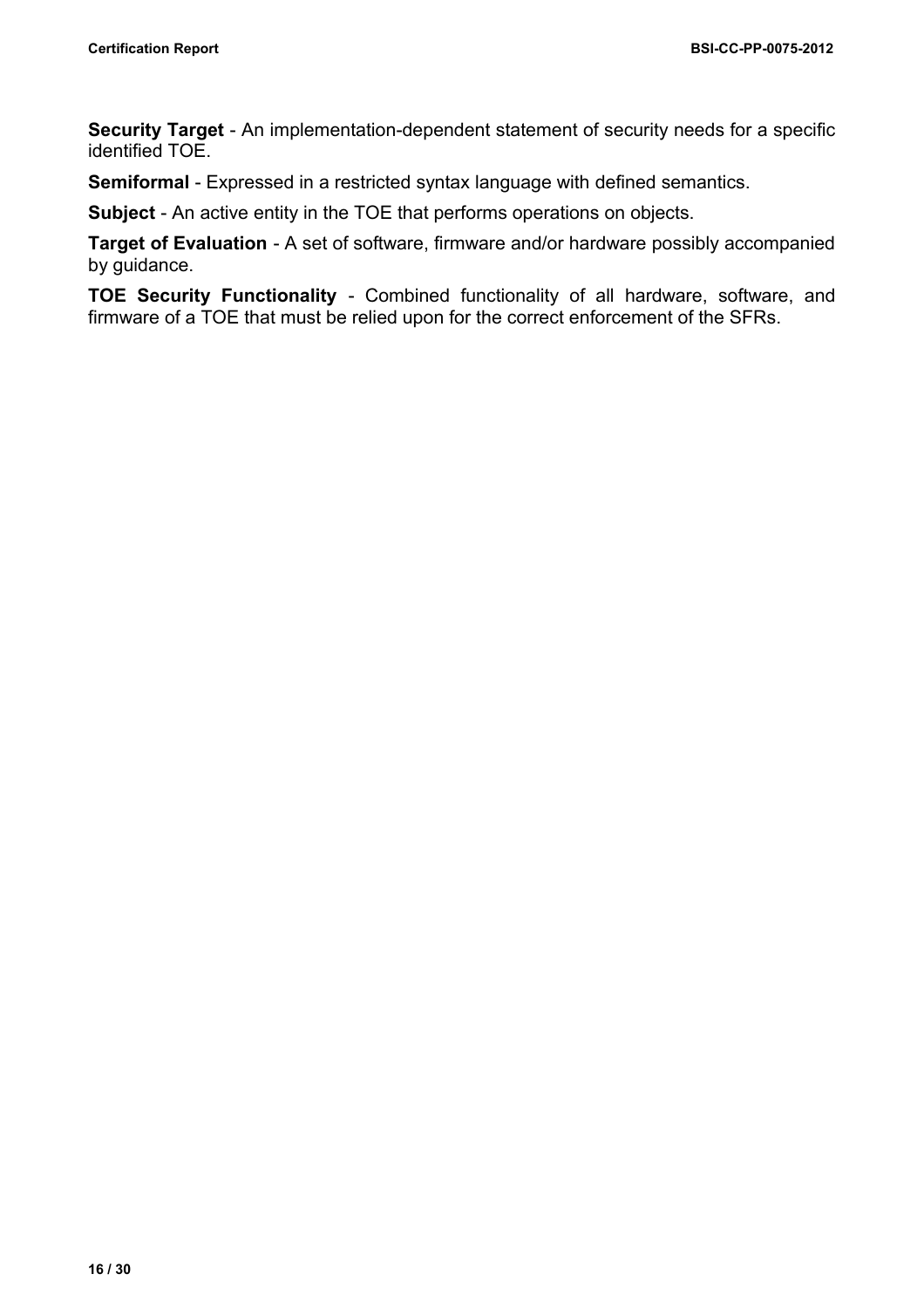**Security Target** - An implementation-dependent statement of security needs for a specific identified TOE.

**Semiformal** - Expressed in a restricted syntax language with defined semantics.

**Subject** - An active entity in the TOE that performs operations on objects.

**Target of Evaluation** - A set of software, firmware and/or hardware possibly accompanied by guidance.

**TOE Security Functionality** - Combined functionality of all hardware, software, and firmware of a TOE that must be relied upon for the correct enforcement of the SFRs.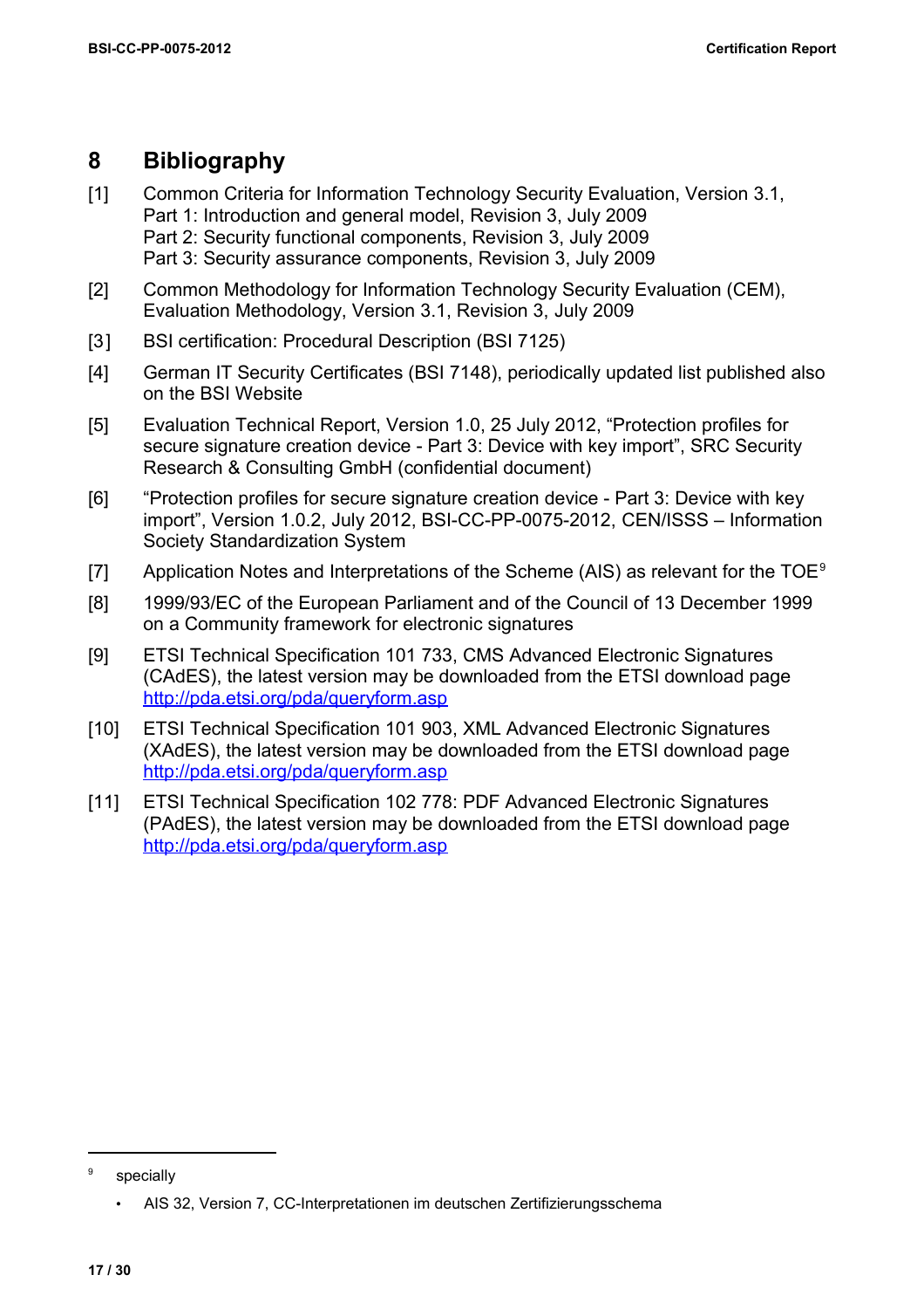# 8 Bibliography

[1] Common Criteria for Information Technology Security Evaluation, Version 3.1,
Part 1: Introduction and general model, Revision 3, July 2009
Part 2: Security functional components, Revision 3, July 2009
Part 3: Security assurance components, Revision 3, July 2009

[2] Common Methodology for Information Technology Security Evaluation (CEM), Evaluation Methodology, Version 3.1, Revision 3, July 2009

[3] BSI certification: Procedural Description (BSI 7125)

[4] German IT Security Certificates (BSI 7148), periodically updated list published also on the BSI Website

[5] Evaluation Technical Report, Version 1.0, 25 July 2012, “Protection profiles for secure signature creation device - Part 3: Device with key import”, SRC Security Research & Consulting GmbH (confidential document)

[6] “Protection profiles for secure signature creation device - Part 3: Device with key import”, Version 1.0.2, July 2012, BSI-CC-PP-0075-2012, CEN/ISSS – Information Society Standardization System

[7] Application Notes and Interpretations of the Scheme (AIS) as relevant for the TOE[9]

[8] 1999/93/EC of the European Parliament and of the Council of 13 December 1999 on a Community framework for electronic signatures

[9] ETSI Technical Specification 101 733, CMS Advanced Electronic Signatures (CAdES), the latest version may be downloaded from the ETSI download page http://pda.etsi.org/pda/queryform.asp

[10] ETSI Technical Specification 101 903, XML Advanced Electronic Signatures (XAdES), the latest version may be downloaded from the ETSI download page http://pda.etsi.org/pda/queryform.asp

[11] ETSI Technical Specification 102 778: PDF Advanced Electronic Signatures (PAdES), the latest version may be downloaded from the ETSI download page http://pda.etsi.org/pda/queryform.asp

---

[9] specially

- AIS 32, Version 7, CC-Interpretationen im deutschen Zertifizierungsschema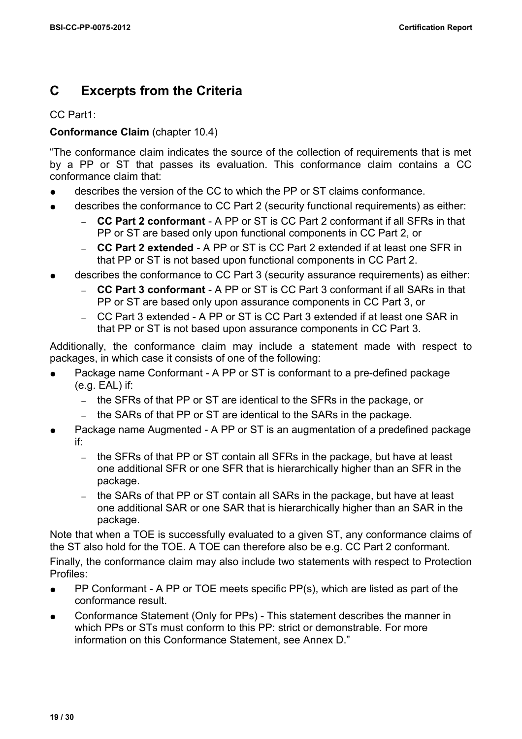# C Excerpts from the Criteria

CC Part1:

**Conformance Claim** (chapter 10.4)

“The conformance claim indicates the source of the collection of requirements that is met by a PP or ST that passes its evaluation. This conformance claim contains a CC conformance claim that:

- describes the version of the CC to which the PP or ST claims conformance.
- describes the conformance to CC Part 2 (security functional requirements) as either:
  - **CC Part 2 conformant** - A PP or ST is CC Part 2 conformant if all SFRs in that PP or ST are based only upon functional components in CC Part 2, or
  - **CC Part 2 extended** - A PP or ST is CC Part 2 extended if at least one SFR in that PP or ST is not based upon functional components in CC Part 2.
- describes the conformance to CC Part 3 (security assurance requirements) as either:
  - **CC Part 3 conformant** - A PP or ST is CC Part 3 conformant if all SARs in that PP or ST are based only upon assurance components in CC Part 3, or
  - CC Part 3 extended - A PP or ST is CC Part 3 extended if at least one SAR in that PP or ST is not based upon assurance components in CC Part 3.

Additionally, the conformance claim may include a statement made with respect to packages, in which case it consists of one of the following:

- Package name Conformant - A PP or ST is conformant to a pre-defined package (e.g. EAL) if:
  - the SFRs of that PP or ST are identical to the SFRs in the package, or
  - the SARs of that PP or ST are identical to the SARs in the package.
- Package name Augmented - A PP or ST is an augmentation of a predefined package if:
  - the SFRs of that PP or ST contain all SFRs in the package, but have at least one additional SFR or one SFR that is hierarchically higher than an SFR in the package.
  - the SARs of that PP or ST contain all SARs in the package, but have at least one additional SAR or one SAR that is hierarchically higher than an SAR in the package.

Note that when a TOE is successfully evaluated to a given ST, any conformance claims of the ST also hold for the TOE. A TOE can therefore also be e.g. CC Part 2 conformant.

Finally, the conformance claim may also include two statements with respect to Protection Profiles:

- PP Conformant - A PP or TOE meets specific PP(s), which are listed as part of the conformance result.
- Conformance Statement (Only for PPs) - This statement describes the manner in which PPs or STs must conform to this PP: strict or demonstrable. For more information on this Conformance Statement, see Annex D.”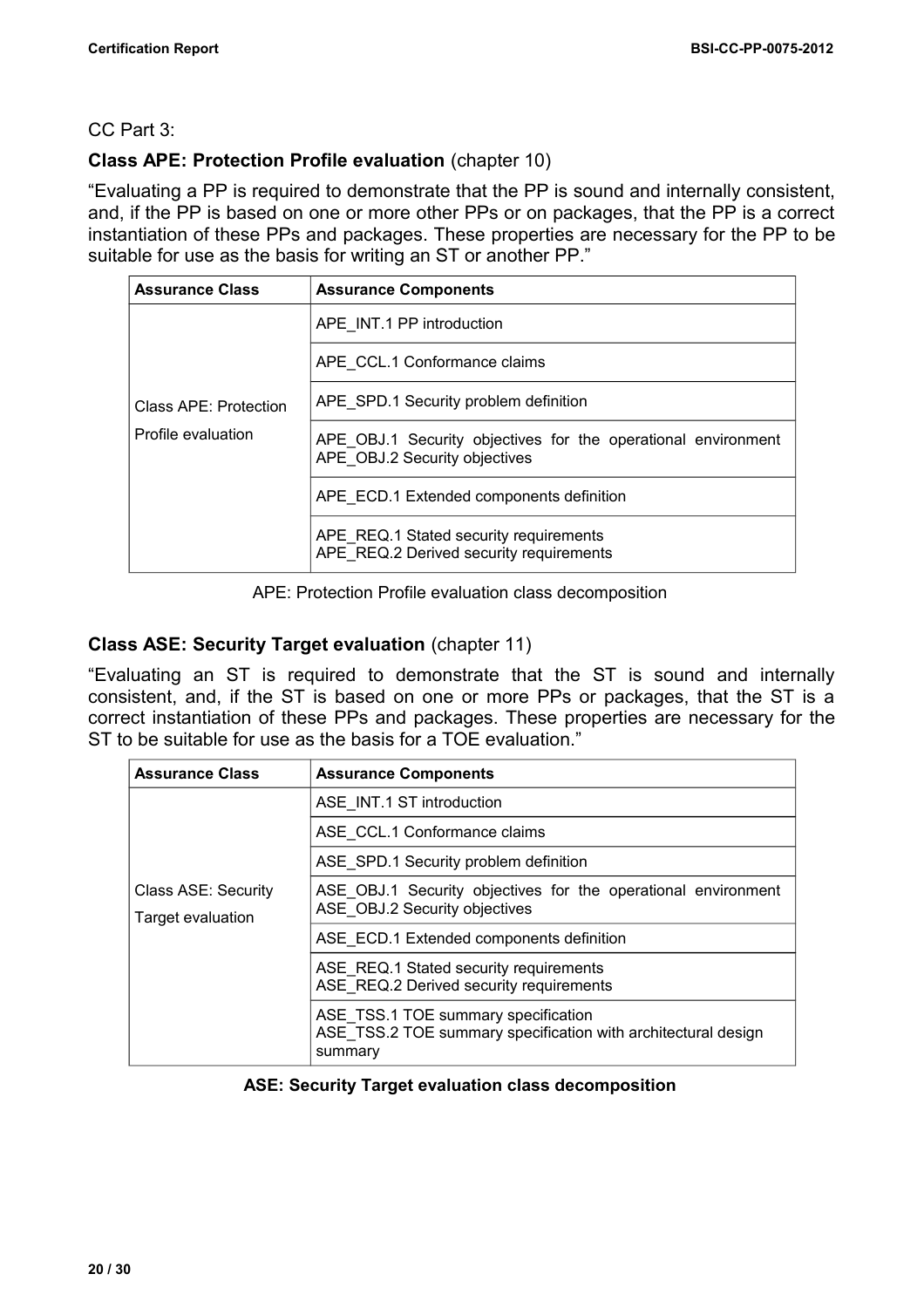CC Part 3:

**Class APE: Protection Profile evaluation** (chapter 10)

“Evaluating a PP is required to demonstrate that the PP is sound and internally consistent, and, if the PP is based on one or more other PPs or on packages, that the PP is a correct instantiation of these PPs and packages. These properties are necessary for the PP to be suitable for use as the basis for writing an ST or another PP.”

| Assurance Class | Assurance Components |
|---|---|
| Class APE: Protection Profile evaluation | APE_INT.1 PP introduction |
| | APE_CCL.1 Conformance claims |
| | APE_SPD.1 Security problem definition |
| | APE_OBJ.1 Security objectives for the operational environment<br>APE_OBJ.2 Security objectives |
| | APE_ECD.1 Extended components definition |
| | APE_REQ.1 Stated security requirements<br>APE_REQ.2 Derived security requirements |

APE: Protection Profile evaluation class decomposition

**Class ASE: Security Target evaluation** (chapter 11)

“Evaluating an ST is required to demonstrate that the ST is sound and internally consistent, and, if the ST is based on one or more PPs or packages, that the ST is a correct instantiation of these PPs and packages. These properties are necessary for the ST to be suitable for use as the basis for a TOE evaluation.”

| Assurance Class | Assurance Components |
|---|---|
| Class ASE: Security Target evaluation | ASE_INT.1 ST introduction |
| | ASE_CCL.1 Conformance claims |
| | ASE_SPD.1 Security problem definition |
| | ASE_OBJ.1 Security objectives for the operational environment<br>ASE_OBJ.2 Security objectives |
| | ASE_ECD.1 Extended components definition |
| | ASE_REQ.1 Stated security requirements<br>ASE_REQ.2 Derived security requirements |
| | ASE_TSS.1 TOE summary specification<br>ASE_TSS.2 TOE summary specification with architectural design summary |

**ASE: Security Target evaluation class decomposition**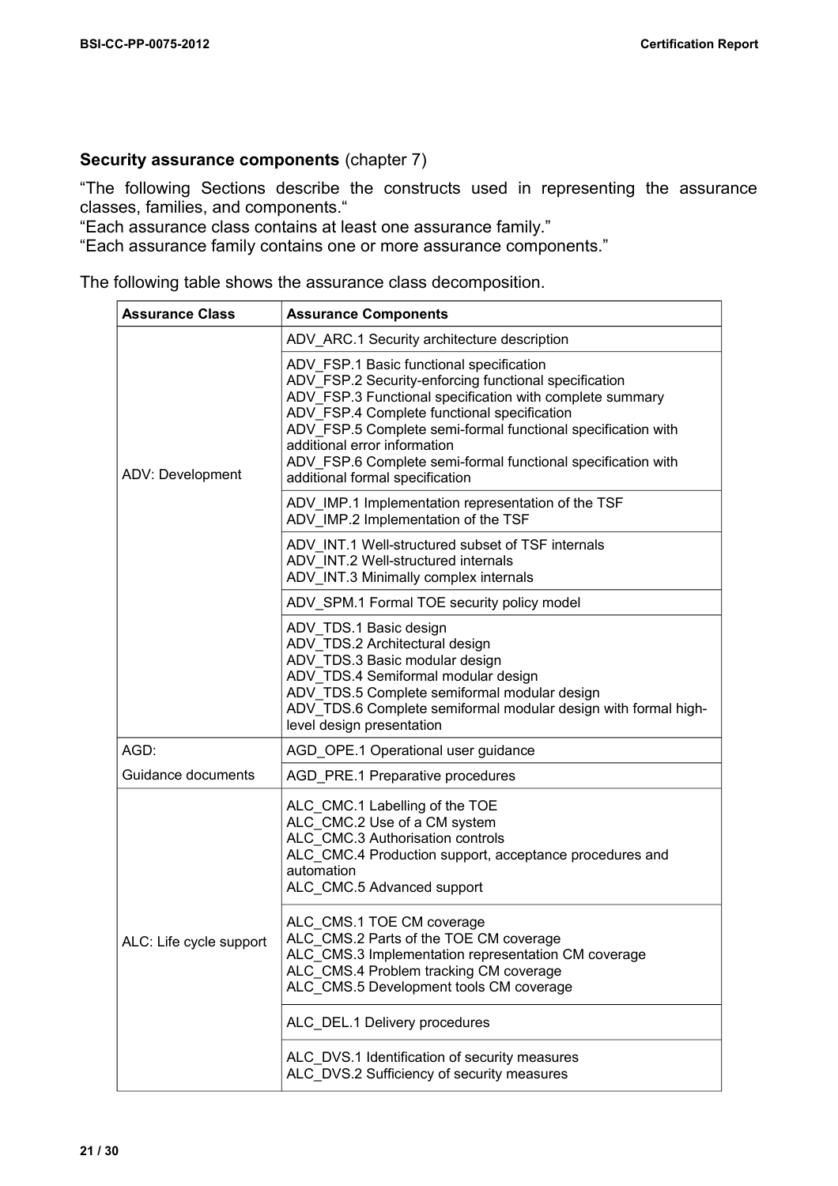**Security assurance components** (chapter 7)

“The following Sections describe the constructs used in representing the assurance classes, families, and components.“

“Each assurance class contains at least one assurance family.”

“Each assurance family contains one or more assurance components.”

The following table shows the assurance class decomposition.

| Assurance Class | Assurance Components |
|---|---|
| ADV: Development | ADV_ARC.1 Security architecture description |
| | ADV_FSP.1 Basic functional specification<br>ADV_FSP.2 Security-enforcing functional specification<br>ADV_FSP.3 Functional specification with complete summary<br>ADV_FSP.4 Complete functional specification<br>ADV_FSP.5 Complete semi-formal functional specification with additional error information<br>ADV_FSP.6 Complete semi-formal functional specification with additional formal specification |
| | ADV_IMP.1 Implementation representation of the TSF<br>ADV_IMP.2 Implementation of the TSF |
| | ADV_INT.1 Well-structured subset of TSF internals<br>ADV_INT.2 Well-structured internals<br>ADV_INT.3 Minimally complex internals |
| | ADV_SPM.1 Formal TOE security policy model |
| | ADV_TDS.1 Basic design<br>ADV_TDS.2 Architectural design<br>ADV_TDS.3 Basic modular design<br>ADV_TDS.4 Semiformal modular design<br>ADV_TDS.5 Complete semiformal modular design<br>ADV_TDS.6 Complete semiformal modular design with formal high-level design presentation |
| AGD: Guidance documents | AGD_OPE.1 Operational user guidance |
| | AGD_PRE.1 Preparative procedures |
| ALC: Life cycle support | ALC_CMC.1 Labelling of the TOE<br>ALC_CMC.2 Use of a CM system<br>ALC_CMC.3 Authorisation controls<br>ALC_CMC.4 Production support, acceptance procedures and automation<br>ALC_CMC.5 Advanced support |
| | ALC_CMS.1 TOE CM coverage<br>ALC_CMS.2 Parts of the TOE CM coverage<br>ALC_CMS.3 Implementation representation CM coverage<br>ALC_CMS.4 Problem tracking CM coverage<br>ALC_CMS.5 Development tools CM coverage |
| | ALC_DEL.1 Delivery procedures |
| | ALC_DVS.1 Identification of security measures<br>ALC_DVS.2 Sufficiency of security measures |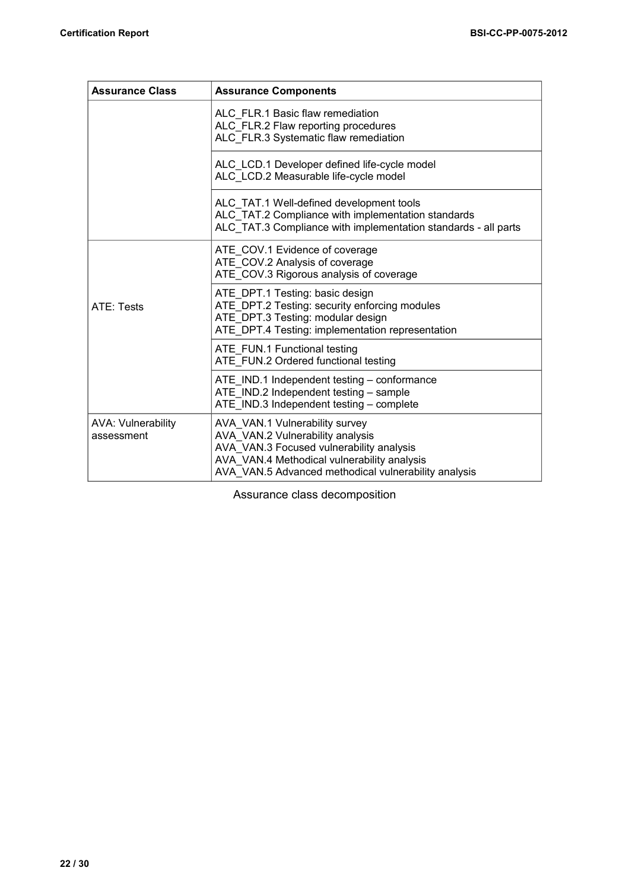| Assurance Class | Assurance Components |
| --- | --- |
| | ALC_FLR.1 Basic flaw remediation<br>ALC_FLR.2 Flaw reporting procedures<br>ALC_FLR.3 Systematic flaw remediation |
| | ALC_LCD.1 Developer defined life-cycle model<br>ALC_LCD.2 Measurable life-cycle model |
| | ALC_TAT.1 Well-defined development tools<br>ALC_TAT.2 Compliance with implementation standards<br>ALC_TAT.3 Compliance with implementation standards - all parts |
| ATE: Tests | ATE_COV.1 Evidence of coverage<br>ATE_COV.2 Analysis of coverage<br>ATE_COV.3 Rigorous analysis of coverage |
| | ATE_DPT.1 Testing: basic design<br>ATE_DPT.2 Testing: security enforcing modules<br>ATE_DPT.3 Testing: modular design<br>ATE_DPT.4 Testing: implementation representation |
| | ATE_FUN.1 Functional testing<br>ATE_FUN.2 Ordered functional testing |
| | ATE_IND.1 Independent testing – conformance<br>ATE_IND.2 Independent testing – sample<br>ATE_IND.3 Independent testing – complete |
| AVA: Vulnerability assessment | AVA_VAN.1 Vulnerability survey<br>AVA_VAN.2 Vulnerability analysis<br>AVA_VAN.3 Focused vulnerability analysis<br>AVA_VAN.4 Methodical vulnerability analysis<br>AVA_VAN.5 Advanced methodical vulnerability analysis |

Assurance class decomposition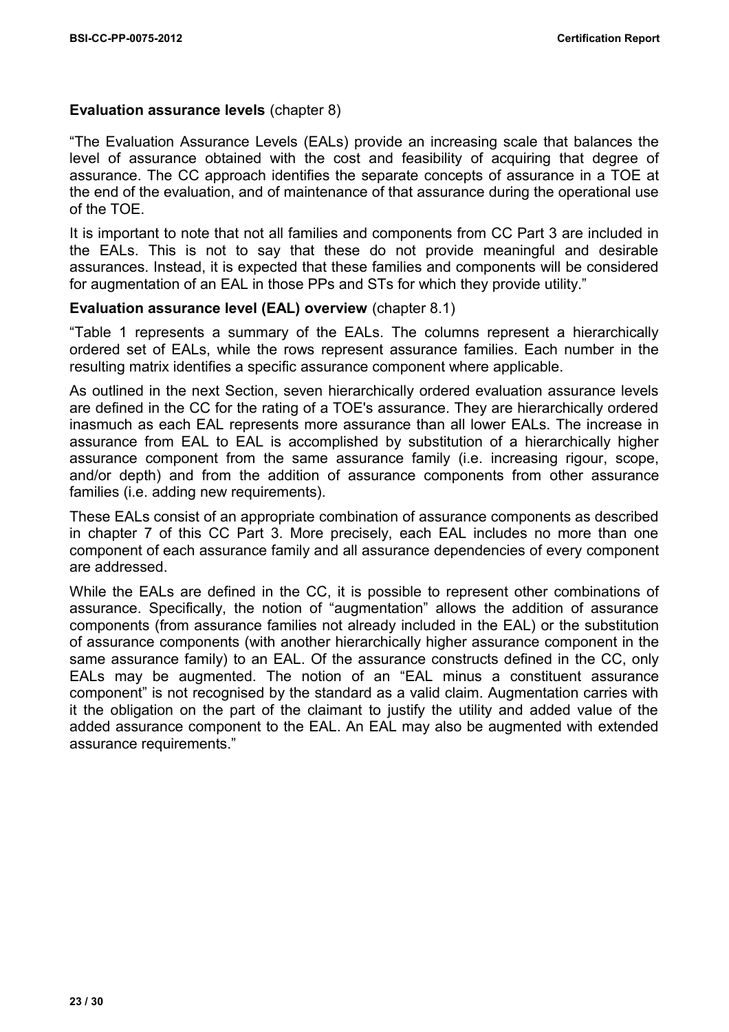**Evaluation assurance levels** (chapter 8)

“The Evaluation Assurance Levels (EALs) provide an increasing scale that balances the level of assurance obtained with the cost and feasibility of acquiring that degree of assurance. The CC approach identifies the separate concepts of assurance in a TOE at the end of the evaluation, and of maintenance of that assurance during the operational use of the TOE.

It is important to note that not all families and components from CC Part 3 are included in the EALs. This is not to say that these do not provide meaningful and desirable assurances. Instead, it is expected that these families and components will be considered for augmentation of an EAL in those PPs and STs for which they provide utility.”

**Evaluation assurance level (EAL) overview** (chapter 8.1)

“Table 1 represents a summary of the EALs. The columns represent a hierarchically ordered set of EALs, while the rows represent assurance families. Each number in the resulting matrix identifies a specific assurance component where applicable.

As outlined in the next Section, seven hierarchically ordered evaluation assurance levels are defined in the CC for the rating of a TOE's assurance. They are hierarchically ordered inasmuch as each EAL represents more assurance than all lower EALs. The increase in assurance from EAL to EAL is accomplished by substitution of a hierarchically higher assurance component from the same assurance family (i.e. increasing rigour, scope, and/or depth) and from the addition of assurance components from other assurance families (i.e. adding new requirements).

These EALs consist of an appropriate combination of assurance components as described in chapter 7 of this CC Part 3. More precisely, each EAL includes no more than one component of each assurance family and all assurance dependencies of every component are addressed.

While the EALs are defined in the CC, it is possible to represent other combinations of assurance. Specifically, the notion of “augmentation” allows the addition of assurance components (from assurance families not already included in the EAL) or the substitution of assurance components (with another hierarchically higher assurance component in the same assurance family) to an EAL. Of the assurance constructs defined in the CC, only EALs may be augmented. The notion of an “EAL minus a constituent assurance component” is not recognised by the standard as a valid claim. Augmentation carries with it the obligation on the part of the claimant to justify the utility and added value of the added assurance component to the EAL. An EAL may also be augmented with extended assurance requirements.”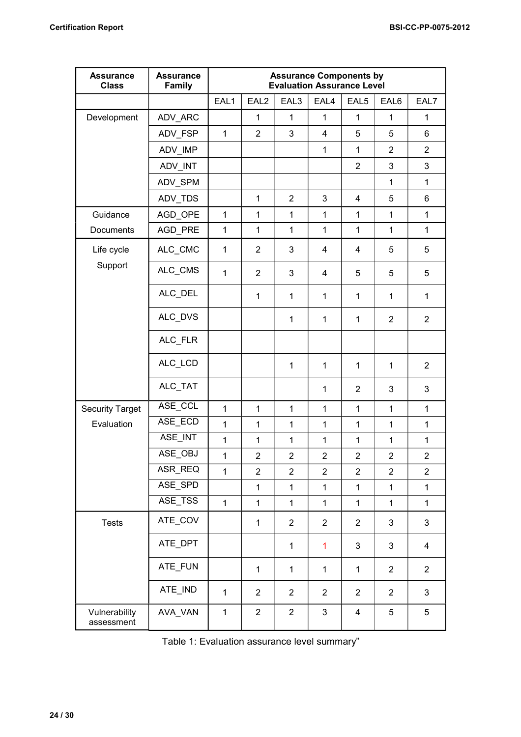| Assurance Class | Assurance Family | Assurance Components by Evaluation Assurance Level | | | | | | |
|---|---|---|---|---|---|---|---|---|
| | | EAL1 | EAL2 | EAL3 | EAL4 | EAL5 | EAL6 | EAL7 |
| Development | ADV_ARC | | 1 | 1 | 1 | 1 | 1 | 1 |
| | ADV_FSP | 1 | 2 | 3 | 4 | 5 | 5 | 6 |
| | ADV_IMP | | | | 1 | 1 | 2 | 2 |
| | ADV_INT | | | | | 2 | 3 | 3 |
| | ADV_SPM | | | | | | 1 | 1 |
| | ADV_TDS | | 1 | 2 | 3 | 4 | 5 | 6 |
| Guidance Documents | AGD_OPE | 1 | 1 | 1 | 1 | 1 | 1 | 1 |
| | AGD_PRE | 1 | 1 | 1 | 1 | 1 | 1 | 1 |
| Life cycle Support | ALC_CMC | 1 | 2 | 3 | 4 | 4 | 5 | 5 |
| | ALC_CMS | 1 | 2 | 3 | 4 | 5 | 5 | 5 |
| | ALC_DEL | | 1 | 1 | 1 | 1 | 1 | 1 |
| | ALC_DVS | | | 1 | 1 | 1 | 2 | 2 |
| | ALC_FLR | | | | | | | |
| | ALC_LCD | | | 1 | 1 | 1 | 1 | 2 |
| | ALC_TAT | | | | 1 | 2 | 3 | 3 |
| Security Target Evaluation | ASE_CCL | 1 | 1 | 1 | 1 | 1 | 1 | 1 |
| | ASE_ECD | 1 | 1 | 1 | 1 | 1 | 1 | 1 |
| | ASE_INT | 1 | 1 | 1 | 1 | 1 | 1 | 1 |
| | ASE_OBJ | 1 | 2 | 2 | 2 | 2 | 2 | 2 |
| | ASR_REQ | 1 | 2 | 2 | 2 | 2 | 2 | 2 |
| | ASE_SPD | | 1 | 1 | 1 | 1 | 1 | 1 |
| | ASE_TSS | 1 | 1 | 1 | 1 | 1 | 1 | 1 |
| Tests | ATE_COV | | 1 | 2 | 2 | 2 | 3 | 3 |
| | ATE_DPT | | | 1 | 1 | 3 | 3 | 4 |
| | ATE_FUN | | 1 | 1 | 1 | 1 | 2 | 2 |
| | ATE_IND | 1 | 2 | 2 | 2 | 2 | 2 | 3 |
| Vulnerability assessment | AVA_VAN | 1 | 2 | 2 | 3 | 4 | 5 | 5 |

Table 1: Evaluation assurance level summary”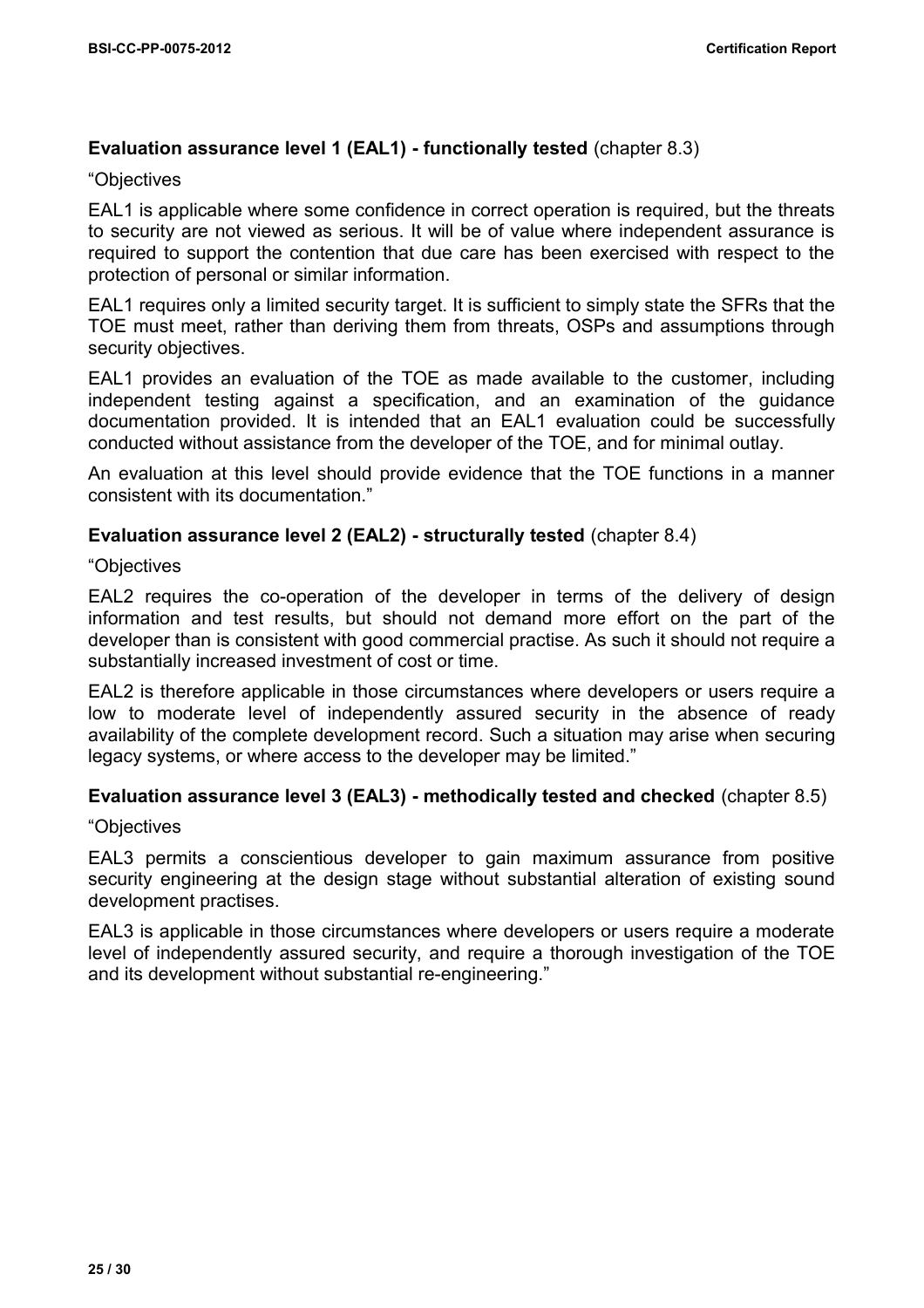**Evaluation assurance level 1 (EAL1) - functionally tested** (chapter 8.3)

“Objectives

EAL1 is applicable where some confidence in correct operation is required, but the threats to security are not viewed as serious. It will be of value where independent assurance is required to support the contention that due care has been exercised with respect to the protection of personal or similar information.

EAL1 requires only a limited security target. It is sufficient to simply state the SFRs that the TOE must meet, rather than deriving them from threats, OSPs and assumptions through security objectives.

EAL1 provides an evaluation of the TOE as made available to the customer, including independent testing against a specification, and an examination of the guidance documentation provided. It is intended that an EAL1 evaluation could be successfully conducted without assistance from the developer of the TOE, and for minimal outlay.

An evaluation at this level should provide evidence that the TOE functions in a manner consistent with its documentation.”

**Evaluation assurance level 2 (EAL2) - structurally tested** (chapter 8.4)

“Objectives

EAL2 requires the co-operation of the developer in terms of the delivery of design information and test results, but should not demand more effort on the part of the developer than is consistent with good commercial practise. As such it should not require a substantially increased investment of cost or time.

EAL2 is therefore applicable in those circumstances where developers or users require a low to moderate level of independently assured security in the absence of ready availability of the complete development record. Such a situation may arise when securing legacy systems, or where access to the developer may be limited.”

**Evaluation assurance level 3 (EAL3) - methodically tested and checked** (chapter 8.5)

“Objectives

EAL3 permits a conscientious developer to gain maximum assurance from positive security engineering at the design stage without substantial alteration of existing sound development practises.

EAL3 is applicable in those circumstances where developers or users require a moderate level of independently assured security, and require a thorough investigation of the TOE and its development without substantial re-engineering.”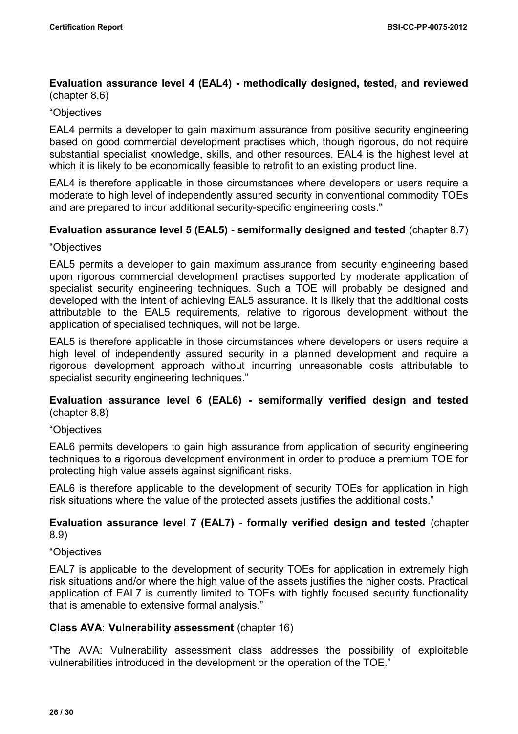**Evaluation assurance level 4 (EAL4) - methodically designed, tested, and reviewed** (chapter 8.6)

“Objectives

EAL4 permits a developer to gain maximum assurance from positive security engineering based on good commercial development practises which, though rigorous, do not require substantial specialist knowledge, skills, and other resources. EAL4 is the highest level at which it is likely to be economically feasible to retrofit to an existing product line.

EAL4 is therefore applicable in those circumstances where developers or users require a moderate to high level of independently assured security in conventional commodity TOEs and are prepared to incur additional security-specific engineering costs.”

**Evaluation assurance level 5 (EAL5) - semiformally designed and tested** (chapter 8.7)

“Objectives

EAL5 permits a developer to gain maximum assurance from security engineering based upon rigorous commercial development practises supported by moderate application of specialist security engineering techniques. Such a TOE will probably be designed and developed with the intent of achieving EAL5 assurance. It is likely that the additional costs attributable to the EAL5 requirements, relative to rigorous development without the application of specialised techniques, will not be large.

EAL5 is therefore applicable in those circumstances where developers or users require a high level of independently assured security in a planned development and require a rigorous development approach without incurring unreasonable costs attributable to specialist security engineering techniques.”

**Evaluation assurance level 6 (EAL6) - semiformally verified design and tested** (chapter 8.8)

“Objectives

EAL6 permits developers to gain high assurance from application of security engineering techniques to a rigorous development environment in order to produce a premium TOE for protecting high value assets against significant risks.

EAL6 is therefore applicable to the development of security TOEs for application in high risk situations where the value of the protected assets justifies the additional costs.”

**Evaluation assurance level 7 (EAL7) - formally verified design and tested** (chapter 8.9)

“Objectives

EAL7 is applicable to the development of security TOEs for application in extremely high risk situations and/or where the high value of the assets justifies the higher costs. Practical application of EAL7 is currently limited to TOEs with tightly focused security functionality that is amenable to extensive formal analysis.”

**Class AVA: Vulnerability assessment** (chapter 16)

“The AVA: Vulnerability assessment class addresses the possibility of exploitable vulnerabilities introduced in the development or the operation of the TOE.”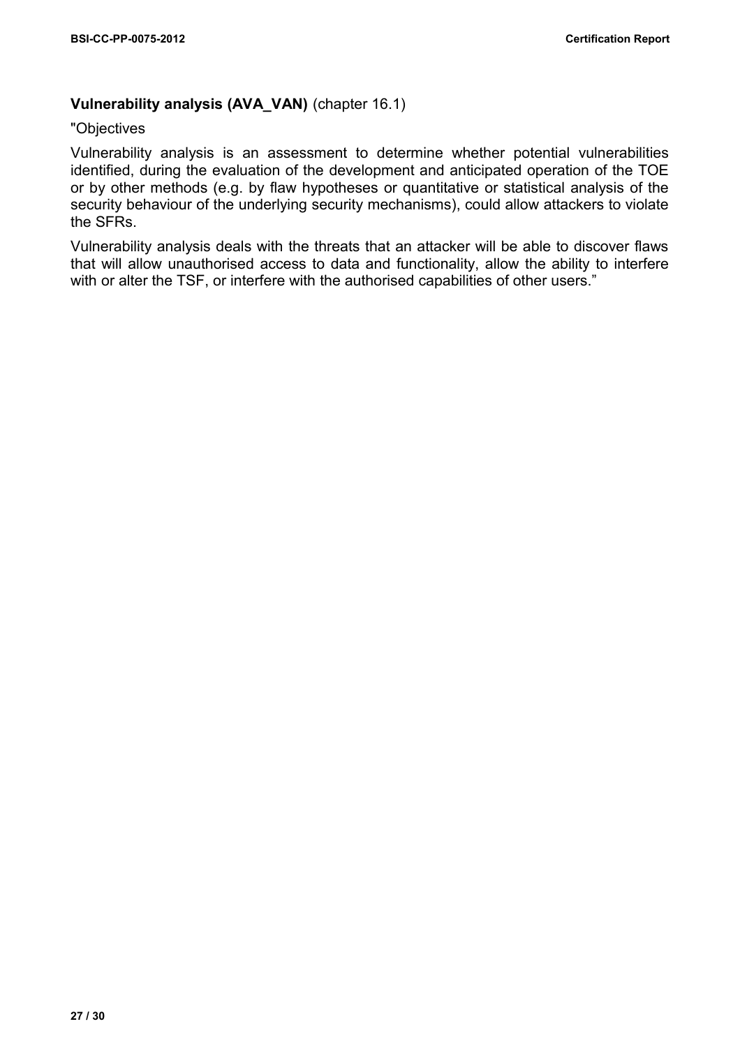**Vulnerability analysis (AVA_VAN)** (chapter 16.1)

"Objectives

Vulnerability analysis is an assessment to determine whether potential vulnerabilities identified, during the evaluation of the development and anticipated operation of the TOE or by other methods (e.g. by flaw hypotheses or quantitative or statistical analysis of the security behaviour of the underlying security mechanisms), could allow attackers to violate the SFRs.

Vulnerability analysis deals with the threats that an attacker will be able to discover flaws that will allow unauthorised access to data and functionality, allow the ability to interfere with or alter the TSF, or interfere with the authorised capabilities of other users."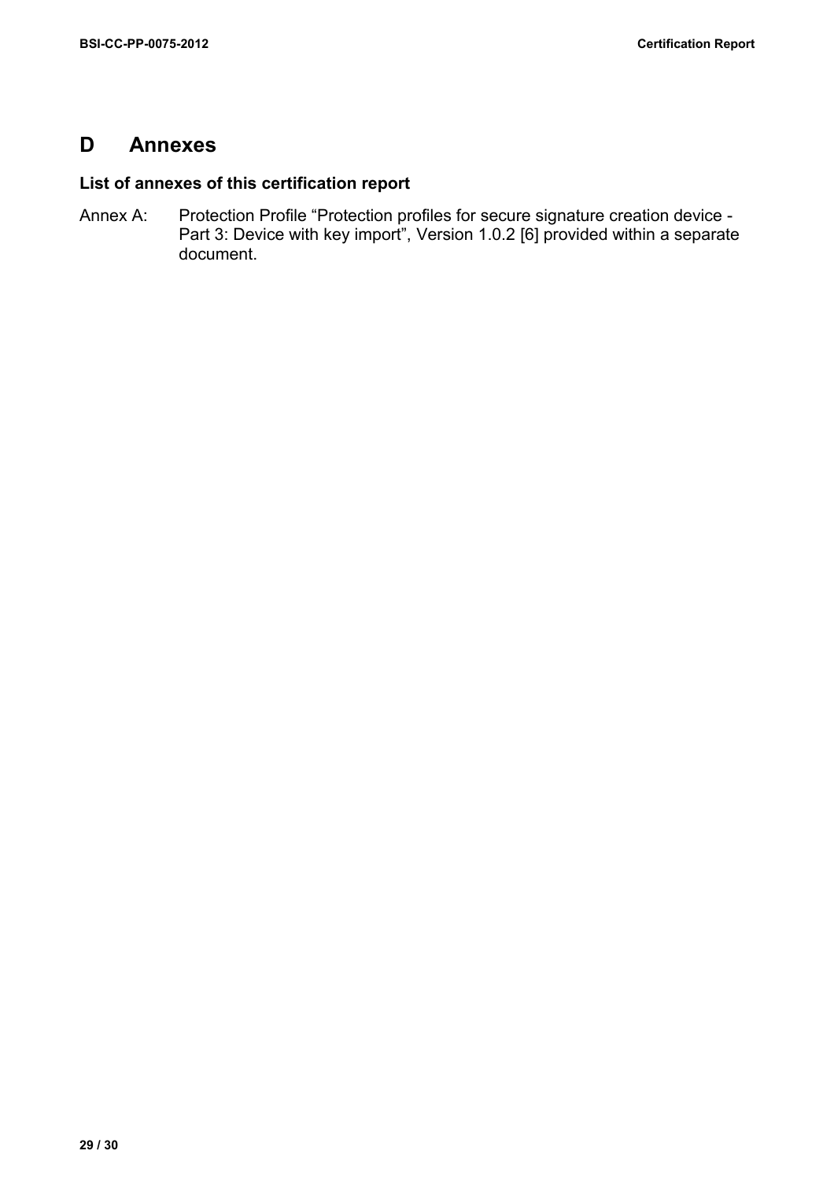# D Annexes

### List of annexes of this certification report

Annex A: Protection Profile “Protection profiles for secure signature creation device - Part 3: Device with key import”, Version 1.0.2 [6] provided within a separate document.